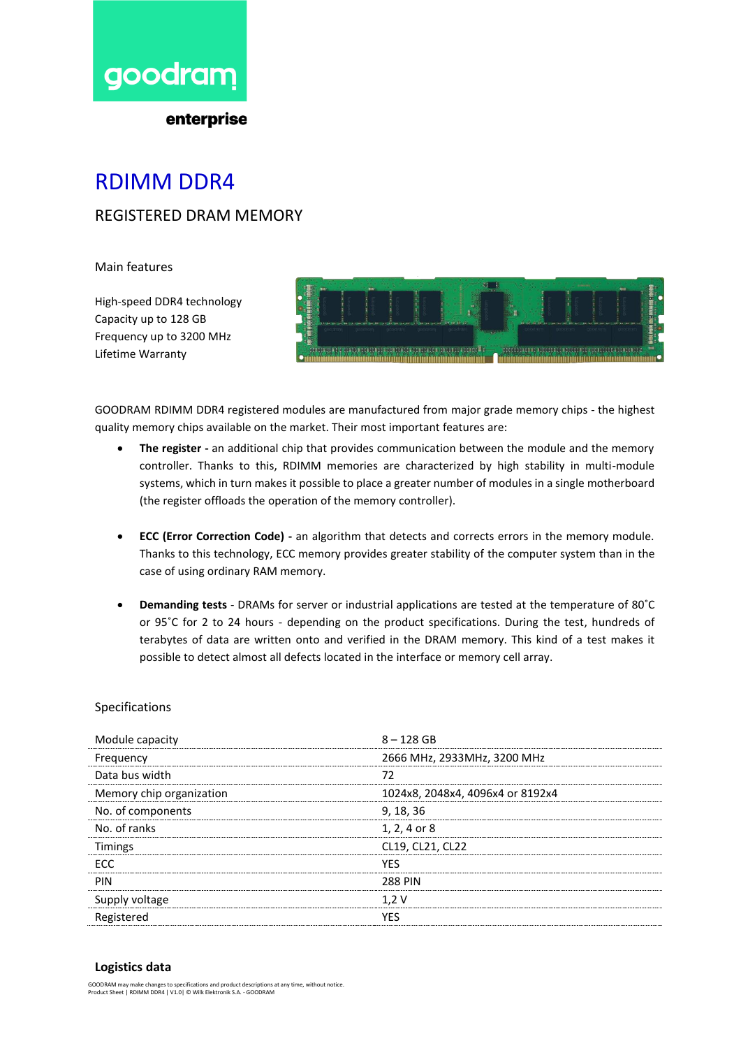goodram

enterprise

# RDIMM DDR4

## REGISTERED DRAM MEMORY

### Main features

High-speed DDR4 technology
Capacity up to 128 GB
Frequency up to 3200 MHz
Lifetime Warranty

GOODRAM RDIMM DDR4 registered modules are manufactured from major grade memory chips - the highest quality memory chips available on the market. Their most important features are:

- **The register -** an additional chip that provides communication between the module and the memory controller. Thanks to this, RDIMM memories are characterized by high stability in multi-module systems, which in turn makes it possible to place a greater number of modules in a single motherboard (the register offloads the operation of the memory controller).

- **ECC (Error Correction Code) -** an algorithm that detects and corrects errors in the memory module. Thanks to this technology, ECC memory provides greater stability of the computer system than in the case of using ordinary RAM memory.

- **Demanding tests** - DRAMs for server or industrial applications are tested at the temperature of 80˚C or 95˚C for 2 to 24 hours - depending on the product specifications. During the test, hundreds of terabytes of data are written onto and verified in the DRAM memory. This kind of a test makes it possible to detect almost all defects located in the interface or memory cell array.

### Specifications

| | |
|---|---|
| Module capacity | 8 – 128 GB |
| Frequency | 2666 MHz, 2933MHz, 3200 MHz |
| Data bus width | 72 |
| Memory chip organization | 1024x8, 2048x4, 4096x4 or 8192x4 |
| No. of components | 9, 18, 36 |
| No. of ranks | 1, 2, 4 or 8 |
| Timings | CL19, CL21, CL22 |
| ECC | YES |
| PIN | 288 PIN |
| Supply voltage | 1,2 V |
| Registered | YES |

### Logistics data

GOODRAM may make changes to specifications and product descriptions at any time, without notice.
Product Sheet | RDIMM DDR4 | V1.0| © Wilk Elektronik S.A. - GOODRAM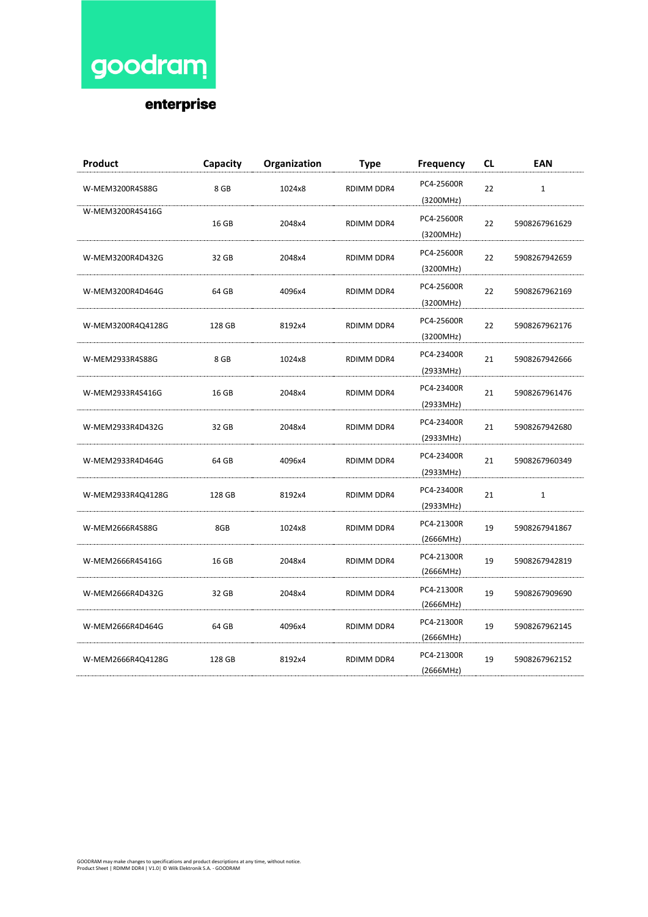goodram

enterprise

| Product | Capacity | Organization | Type | Frequency | CL | EAN |
|---|---|---|---|---|---|---|
| W-MEM3200R4S88G | 8 GB | 1024x8 | RDIMM DDR4 | PC4-25600R (3200MHz) | 22 | 1 |
| W-MEM3200R4S416G | 16 GB | 2048x4 | RDIMM DDR4 | PC4-25600R (3200MHz) | 22 | 5908267961629 |
| W-MEM3200R4D432G | 32 GB | 2048x4 | RDIMM DDR4 | PC4-25600R (3200MHz) | 22 | 5908267942659 |
| W-MEM3200R4D464G | 64 GB | 4096x4 | RDIMM DDR4 | PC4-25600R (3200MHz) | 22 | 5908267962169 |
| W-MEM3200R4Q4128G | 128 GB | 8192x4 | RDIMM DDR4 | PC4-25600R (3200MHz) | 22 | 5908267962176 |
| W-MEM2933R4S88G | 8 GB | 1024x8 | RDIMM DDR4 | PC4-23400R (2933MHz) | 21 | 5908267942666 |
| W-MEM2933R4S416G | 16 GB | 2048x4 | RDIMM DDR4 | PC4-23400R (2933MHz) | 21 | 5908267961476 |
| W-MEM2933R4D432G | 32 GB | 2048x4 | RDIMM DDR4 | PC4-23400R (2933MHz) | 21 | 5908267942680 |
| W-MEM2933R4D464G | 64 GB | 4096x4 | RDIMM DDR4 | PC4-23400R (2933MHz) | 21 | 5908267960349 |
| W-MEM2933R4Q4128G | 128 GB | 8192x4 | RDIMM DDR4 | PC4-23400R (2933MHz) | 21 | 1 |
| W-MEM2666R4S88G | 8GB | 1024x8 | RDIMM DDR4 | PC4-21300R (2666MHz) | 19 | 5908267941867 |
| W-MEM2666R4S416G | 16 GB | 2048x4 | RDIMM DDR4 | PC4-21300R (2666MHz) | 19 | 5908267942819 |
| W-MEM2666R4D432G | 32 GB | 2048x4 | RDIMM DDR4 | PC4-21300R (2666MHz) | 19 | 5908267909690 |
| W-MEM2666R4D464G | 64 GB | 4096x4 | RDIMM DDR4 | PC4-21300R (2666MHz) | 19 | 5908267962145 |
| W-MEM2666R4Q4128G | 128 GB | 8192x4 | RDIMM DDR4 | PC4-21300R (2666MHz) | 19 | 5908267962152 |

GOODRAM may make changes to specifications and product descriptions at any time, without notice.
Product Sheet | RDIMM DDR4 | V1.0| © Wilk Elektronik S.A. - GOODRAM